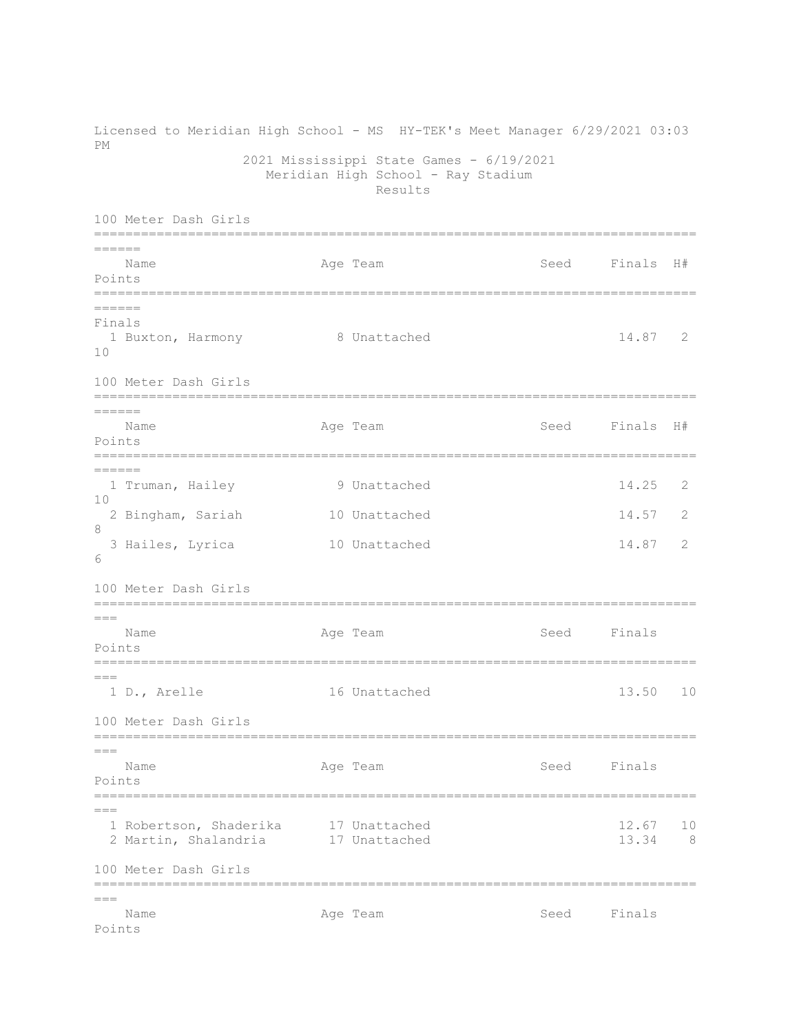Licensed to Meridian High School - MS HY-TEK's Meet Manager 6/29/2021 03:03 PM

2021 Mississippi State Games - 6/19/2021

Meridian High School - Ray Stadium

Results

### 100 Meter Dash Girls

| | Name | Age | Team | Seed | Finals | H# | Points |
|---|---|---|---|---|---|---|---|
| **Finals** | | | | | | | |
| 1 | Buxton, Harmony | 8 | Unattached | | 14.87 | 2 | 10 |

### 100 Meter Dash Girls

| | Name | Age | Team | Seed | Finals | H# | Points |
|---|---|---|---|---|---|---|---|
| 1 | Truman, Hailey | 9 | Unattached | | 14.25 | 2 | 10 |
| 2 | Bingham, Sariah | 10 | Unattached | | 14.57 | 2 | 8 |
| 3 | Hailes, Lyrica | 10 | Unattached | | 14.87 | 2 | 6 |

### 100 Meter Dash Girls

| | Name | Age | Team | Seed | Finals | Points |
|---|---|---|---|---|---|---|
| 1 | D., Arelle | 16 | Unattached | | 13.50 | 10 |

### 100 Meter Dash Girls

| | Name | Age | Team | Seed | Finals | Points |
|---|---|---|---|---|---|---|
| 1 | Robertson, Shaderika | 17 | Unattached | | 12.67 | 10 |
| 2 | Martin, Shalandria | 17 | Unattached | | 13.34 | 8 |

### 100 Meter Dash Girls

| | Name | Age | Team | Seed | Finals | Points |
|---|---|---|---|---|---|---|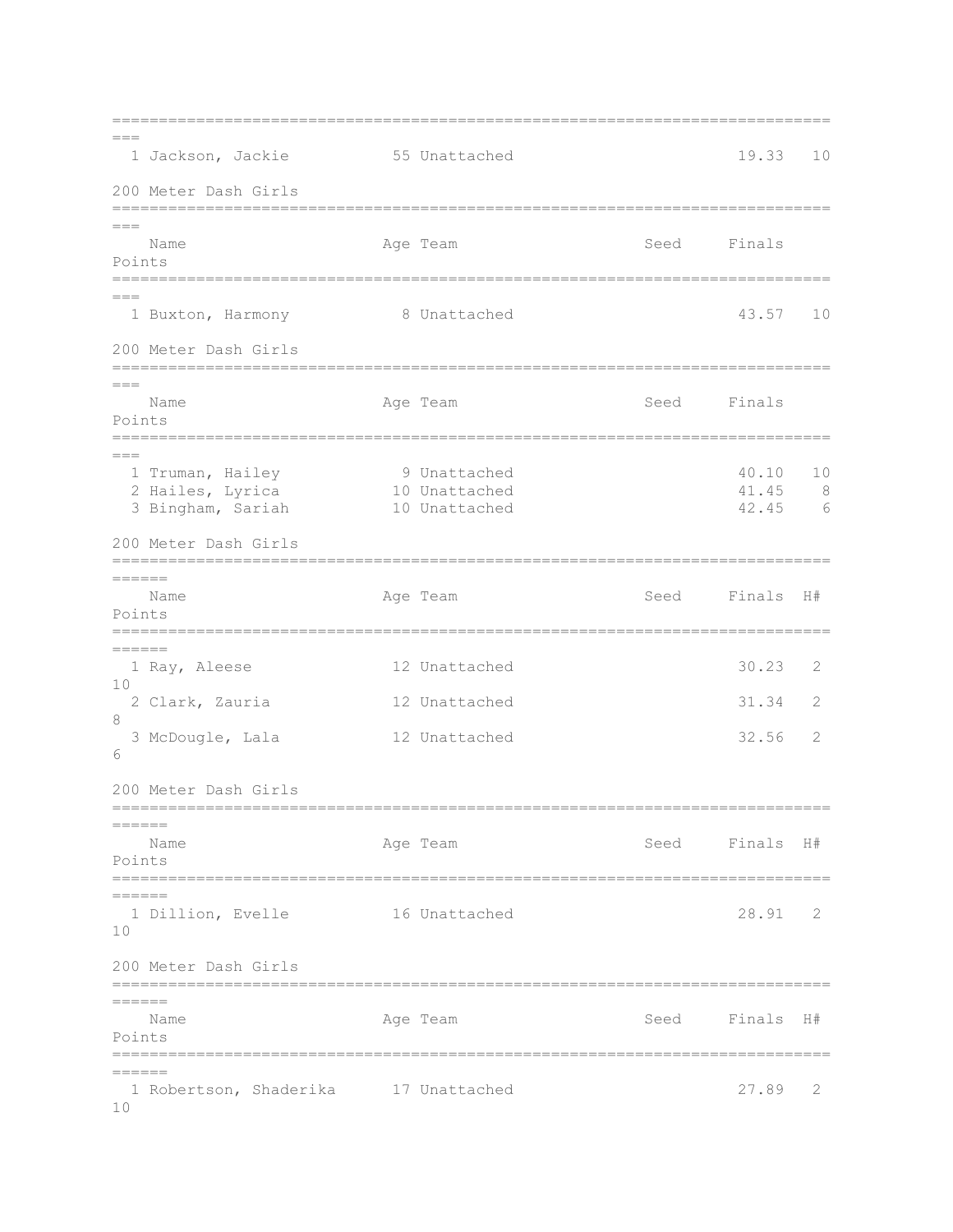| Place | Name | Age | Team | Seed | Finals | Points |
|---|---|---|---|---|---|---|
| 1 | Jackson, Jackie | 55 | Unattached | | 19.33 | 10 |

## 200 Meter Dash Girls

| Place | Name | Age | Team | Seed | Finals | Points |
|---|---|---|---|---|---|---|
| 1 | Buxton, Harmony | 8 | Unattached | | 43.57 | 10 |

## 200 Meter Dash Girls

| Place | Name | Age | Team | Seed | Finals | Points |
|---|---|---|---|---|---|---|
| 1 | Truman, Hailey | 9 | Unattached | | 40.10 | 10 |
| 2 | Hailes, Lyrica | 10 | Unattached | | 41.45 | 8 |
| 3 | Bingham, Sariah | 10 | Unattached | | 42.45 | 6 |

## 200 Meter Dash Girls

| Place | Name | Age | Team | Seed | Finals | H# | Points |
|---|---|---|---|---|---|---|---|
| 1 | Ray, Aleese | 12 | Unattached | | 30.23 | 2 | 10 |
| 2 | Clark, Zauria | 12 | Unattached | | 31.34 | 2 | 8 |
| 3 | McDougle, Lala | 12 | Unattached | | 32.56 | 2 | 6 |

## 200 Meter Dash Girls

| Place | Name | Age | Team | Seed | Finals | H# | Points |
|---|---|---|---|---|---|---|---|
| 1 | Dillion, Evelle | 16 | Unattached | | 28.91 | 2 | 10 |

## 200 Meter Dash Girls

| Place | Name | Age | Team | Seed | Finals | H# | Points |
|---|---|---|---|---|---|---|---|
| 1 | Robertson, Shaderika | 17 | Unattached | | 27.89 | 2 | 10 |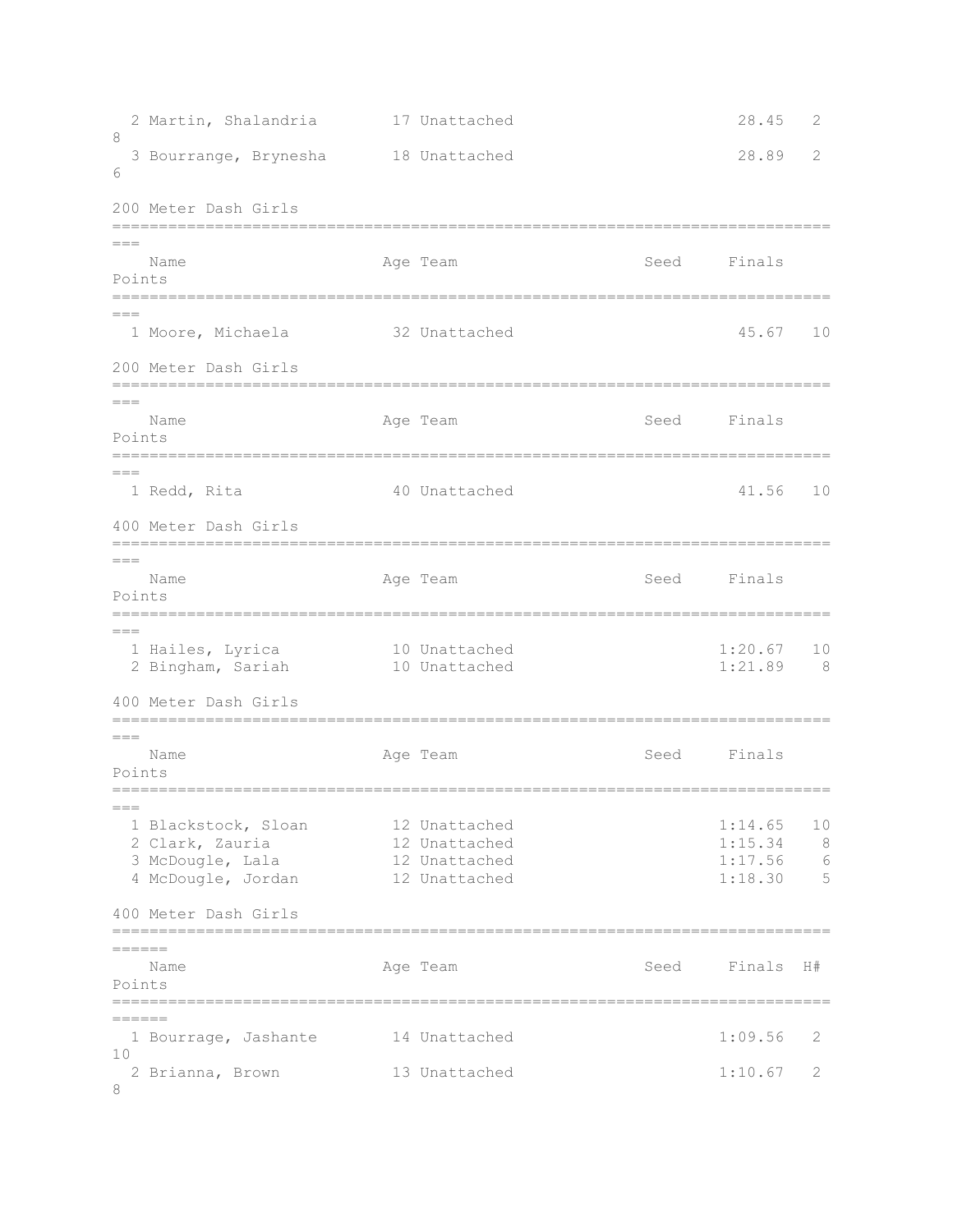| Place | Name | Age | Team | Seed | Finals | H# | Points |
|---|---|---|---|---|---|---|---|
| 2 | Martin, Shalandria | 17 | Unattached | | 28.45 | 2 | 8 |
| 3 | Bourrange, Brynesha | 18 | Unattached | | 28.89 | 2 | 6 |

## 200 Meter Dash Girls

| Place | Name | Age | Team | Seed | Finals | Points |
|---|---|---|---|---|---|---|
| 1 | Moore, Michaela | 32 | Unattached | | 45.67 | 10 |

## 200 Meter Dash Girls

| Place | Name | Age | Team | Seed | Finals | Points |
|---|---|---|---|---|---|---|
| 1 | Redd, Rita | 40 | Unattached | | 41.56 | 10 |

## 400 Meter Dash Girls

| Place | Name | Age | Team | Seed | Finals | Points |
|---|---|---|---|---|---|---|
| 1 | Hailes, Lyrica | 10 | Unattached | | 1:20.67 | 10 |
| 2 | Bingham, Sariah | 10 | Unattached | | 1:21.89 | 8 |

## 400 Meter Dash Girls

| Place | Name | Age | Team | Seed | Finals | Points |
|---|---|---|---|---|---|---|
| 1 | Blackstock, Sloan | 12 | Unattached | | 1:14.65 | 10 |
| 2 | Clark, Zauria | 12 | Unattached | | 1:15.34 | 8 |
| 3 | McDougle, Lala | 12 | Unattached | | 1:17.56 | 6 |
| 4 | McDougle, Jordan | 12 | Unattached | | 1:18.30 | 5 |

## 400 Meter Dash Girls

| Place | Name | Age | Team | Seed | Finals | H# | Points |
|---|---|---|---|---|---|---|---|
| 1 | Bourrage, Jashante | 14 | Unattached | | 1:09.56 | 2 | 10 |
| 2 | Brianna, Brown | 13 | Unattached | | 1:10.67 | 2 | 8 |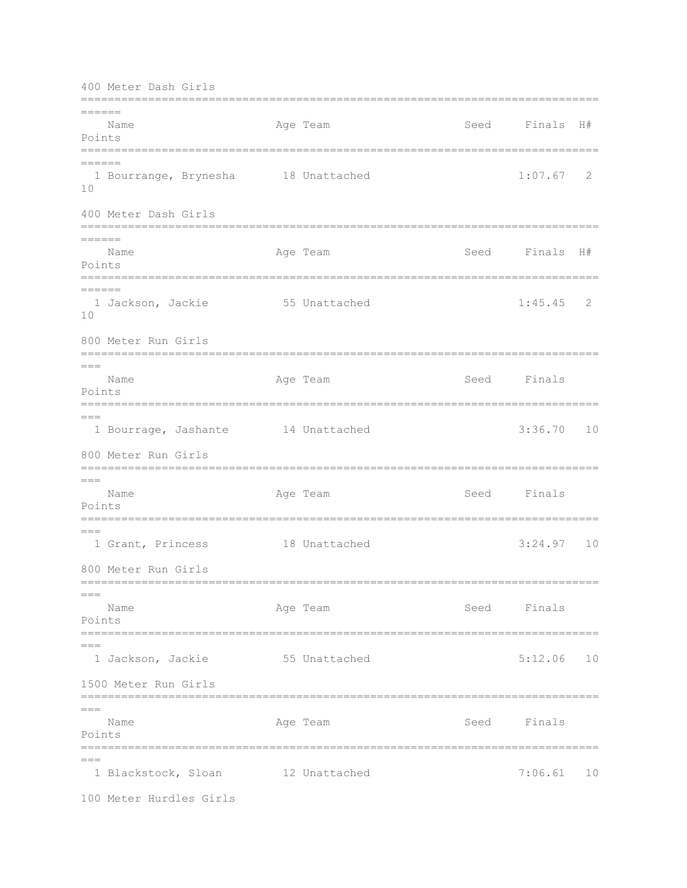## 400 Meter Dash Girls

| | Name | Age | Team | Seed | Finals | H# | Points |
|---|---|---|---|---|---|---|---|
| 1 | Bourrange, Brynesha | 18 | Unattached | | 1:07.67 | 2 | 10 |

## 400 Meter Dash Girls

| | Name | Age | Team | Seed | Finals | H# | Points |
|---|---|---|---|---|---|---|---|
| 1 | Jackson, Jackie | 55 | Unattached | | 1:45.45 | 2 | 10 |

## 800 Meter Run Girls

| | Name | Age | Team | Seed | Finals | Points |
|---|---|---|---|---|---|---|
| 1 | Bourrage, Jashante | 14 | Unattached | | 3:36.70 | 10 |

## 800 Meter Run Girls

| | Name | Age | Team | Seed | Finals | Points |
|---|---|---|---|---|---|---|
| 1 | Grant, Princess | 18 | Unattached | | 3:24.97 | 10 |

## 800 Meter Run Girls

| | Name | Age | Team | Seed | Finals | Points |
|---|---|---|---|---|---|---|
| 1 | Jackson, Jackie | 55 | Unattached | | 5:12.06 | 10 |

## 1500 Meter Run Girls

| | Name | Age | Team | Seed | Finals | Points |
|---|---|---|---|---|---|---|
| 1 | Blackstock, Sloan | 12 | Unattached | | 7:06.61 | 10 |

## 100 Meter Hurdles Girls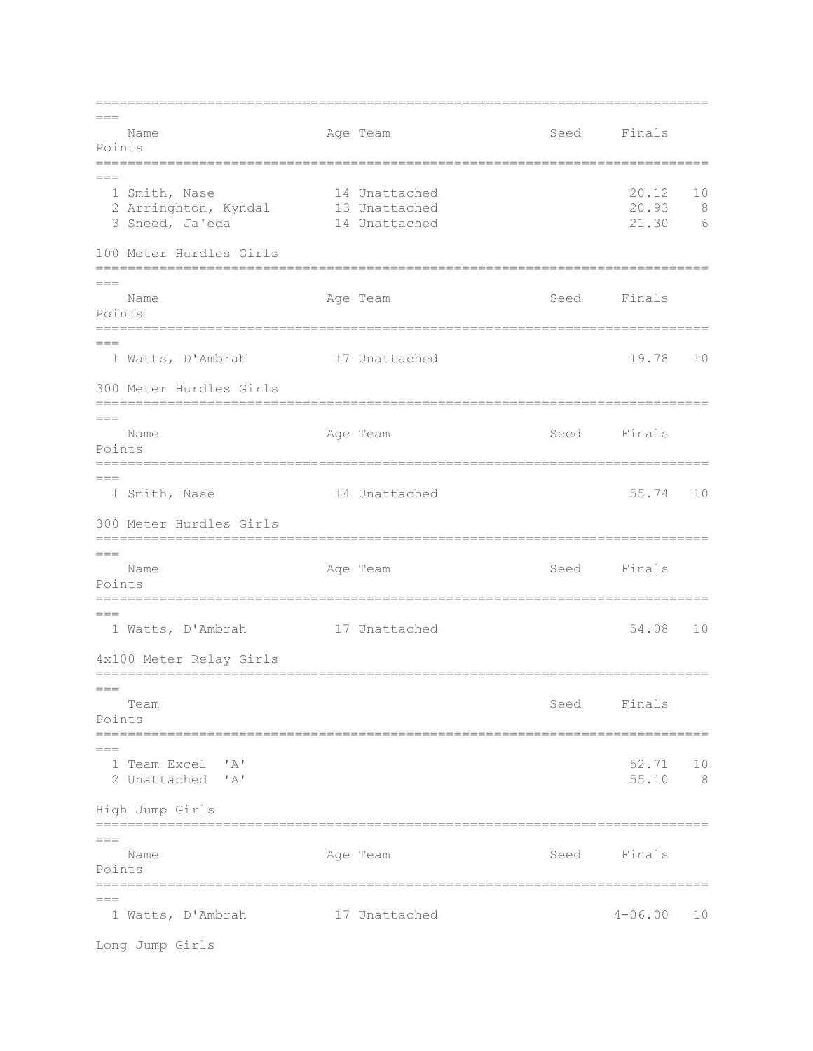| | Name | Age | Team | Seed | Finals | Points |
|---|---|---|---|---|---|---|
| 1 | Smith, Nase | 14 | Unattached | | 20.12 | 10 |
| 2 | Arrinhton, Kyndal | 13 | Unattached | | 20.93 | 8 |
| 3 | Sneed, Ja'eda | 14 | Unattached | | 21.30 | 6 |

## 100 Meter Hurdles Girls

| | Name | Age | Team | Seed | Finals | Points |
|---|---|---|---|---|---|---|
| 1 | Watts, D'Ambrah | 17 | Unattached | | 19.78 | 10 |

## 300 Meter Hurdles Girls

| | Name | Age | Team | Seed | Finals | Points |
|---|---|---|---|---|---|---|
| 1 | Smith, Nase | 14 | Unattached | | 55.74 | 10 |

## 300 Meter Hurdles Girls

| | Name | Age | Team | Seed | Finals | Points |
|---|---|---|---|---|---|---|
| 1 | Watts, D'Ambrah | 17 | Unattached | | 54.08 | 10 |

## 4x100 Meter Relay Girls

| | Team | Seed | Finals | Points |
|---|---|---|---|---|
| 1 | Team Excel 'A' | | 52.71 | 10 |
| 2 | Unattached 'A' | | 55.10 | 8 |

## High Jump Girls

| | Name | Age | Team | Seed | Finals | Points |
|---|---|---|---|---|---|---|
| 1 | Watts, D'Ambrah | 17 | Unattached | | 4-06.00 | 10 |

## Long Jump Girls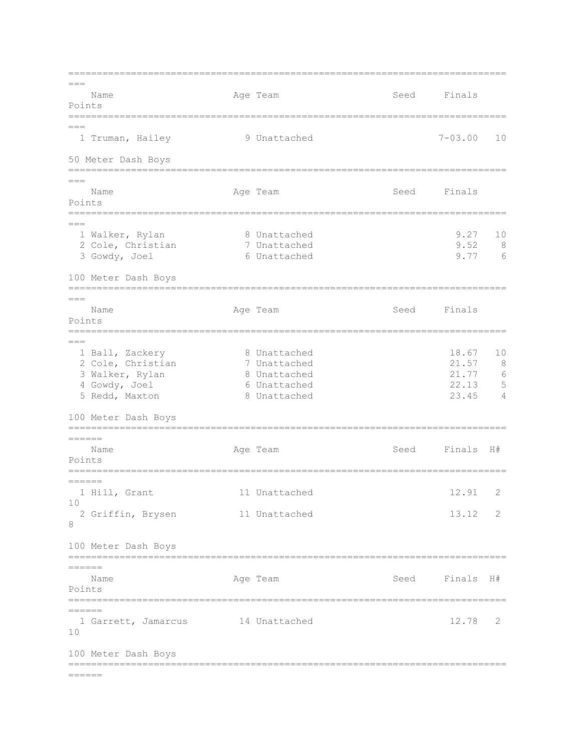| | Name | Age | Team | Seed | Finals | Points |
|---|---|---|---|---|---|---|
| 1 | Truman, Hailey | 9 | Unattached | | 7-03.00 | 10 |

## 50 Meter Dash Boys

| | Name | Age | Team | Seed | Finals | Points |
|---|---|---|---|---|---|---|
| 1 | Walker, Rylan | 8 | Unattached | | 9.27 | 10 |
| 2 | Cole, Christian | 7 | Unattached | | 9.52 | 8 |
| 3 | Gowdy, Joel | 6 | Unattached | | 9.77 | 6 |

## 100 Meter Dash Boys

| | Name | Age | Team | Seed | Finals | Points |
|---|---|---|---|---|---|---|
| 1 | Ball, Zackery | 8 | Unattached | | 18.67 | 10 |
| 2 | Cole, Christian | 7 | Unattached | | 21.57 | 8 |
| 3 | Walker, Rylan | 8 | Unattached | | 21.77 | 6 |
| 4 | Gowdy, Joel | 6 | Unattached | | 22.13 | 5 |
| 5 | Redd, Maxton | 8 | Unattached | | 23.45 | 4 |

## 100 Meter Dash Boys

| | Name | Age | Team | Seed | Finals | H# | Points |
|---|---|---|---|---|---|---|---|
| 1 | Hill, Grant | 11 | Unattached | | 12.91 | 2 | 10 |
| 2 | Griffin, Brysen | 11 | Unattached | | 13.12 | 2 | 8 |

## 100 Meter Dash Boys

| | Name | Age | Team | Seed | Finals | H# | Points |
|---|---|---|---|---|---|---|---|
| 1 | Garrett, Jamarcus | 14 | Unattached | | 12.78 | 2 | 10 |

## 100 Meter Dash Boys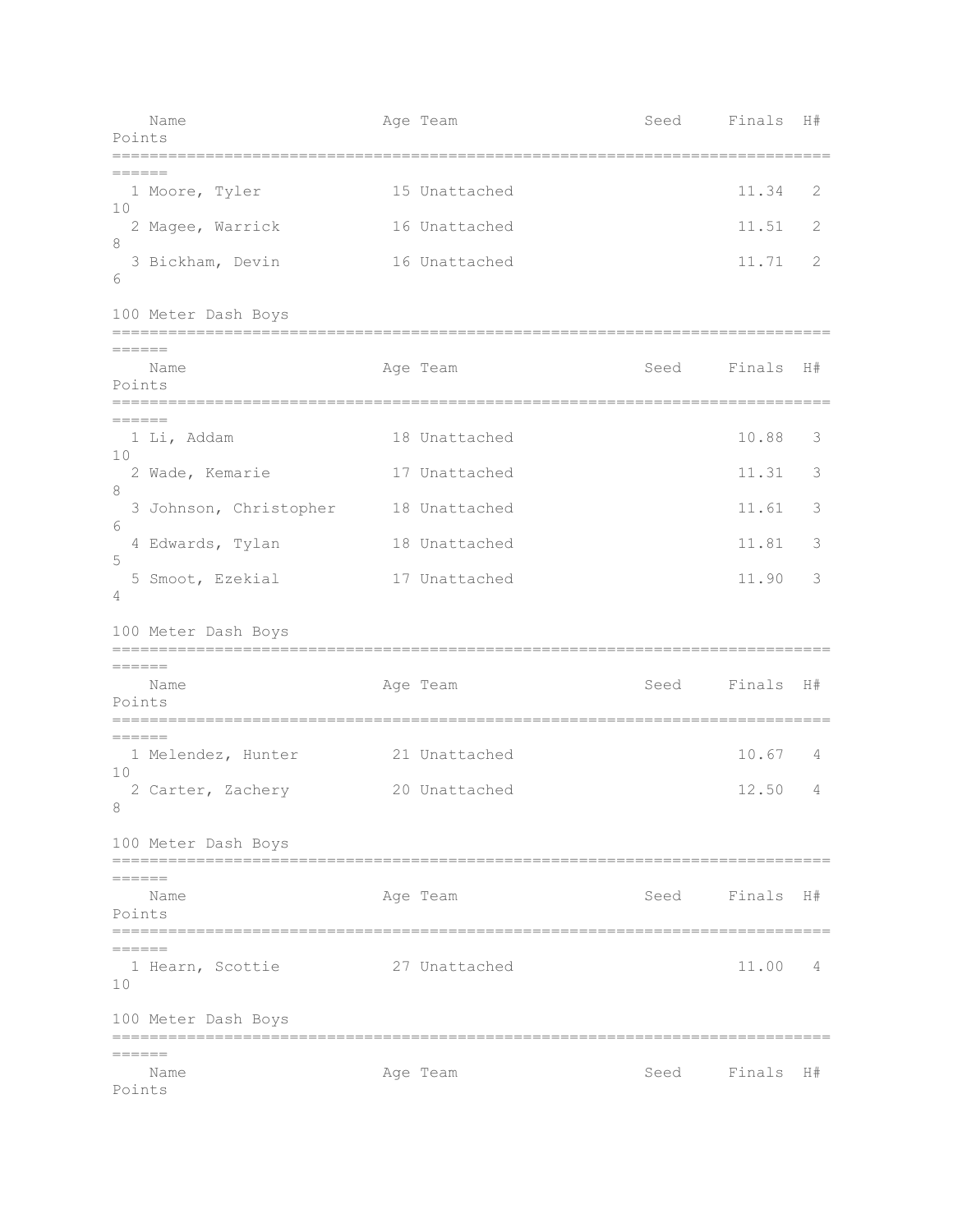| Place | Name | Age | Team | Seed | Finals | H# | Points |
|---|---|---|---|---|---|---|---|
| 1 | Moore, Tyler | 15 | Unattached | | 11.34 | 2 | 10 |
| 2 | Magee, Warrick | 16 | Unattached | | 11.51 | 2 | 8 |
| 3 | Bickham, Devin | 16 | Unattached | | 11.71 | 2 | 6 |

## 100 Meter Dash Boys

| Place | Name | Age | Team | Seed | Finals | H# | Points |
|---|---|---|---|---|---|---|---|
| 1 | Li, Addam | 18 | Unattached | | 10.88 | 3 | 10 |
| 2 | Wade, Kemarie | 17 | Unattached | | 11.31 | 3 | 8 |
| 3 | Johnson, Christopher | 18 | Unattached | | 11.61 | 3 | 6 |
| 4 | Edwards, Tylan | 18 | Unattached | | 11.81 | 3 | 5 |
| 5 | Smoot, Ezekial | 17 | Unattached | | 11.90 | 3 | 4 |

## 100 Meter Dash Boys

| Place | Name | Age | Team | Seed | Finals | H# | Points |
|---|---|---|---|---|---|---|---|
| 1 | Melendez, Hunter | 21 | Unattached | | 10.67 | 4 | 10 |
| 2 | Carter, Zachery | 20 | Unattached | | 12.50 | 4 | 8 |

## 100 Meter Dash Boys

| Place | Name | Age | Team | Seed | Finals | H# | Points |
|---|---|---|---|---|---|---|---|
| 1 | Hearn, Scottie | 27 | Unattached | | 11.00 | 4 | 10 |

## 100 Meter Dash Boys

| Place | Name | Age | Team | Seed | Finals | H# | Points |
|---|---|---|---|---|---|---|---|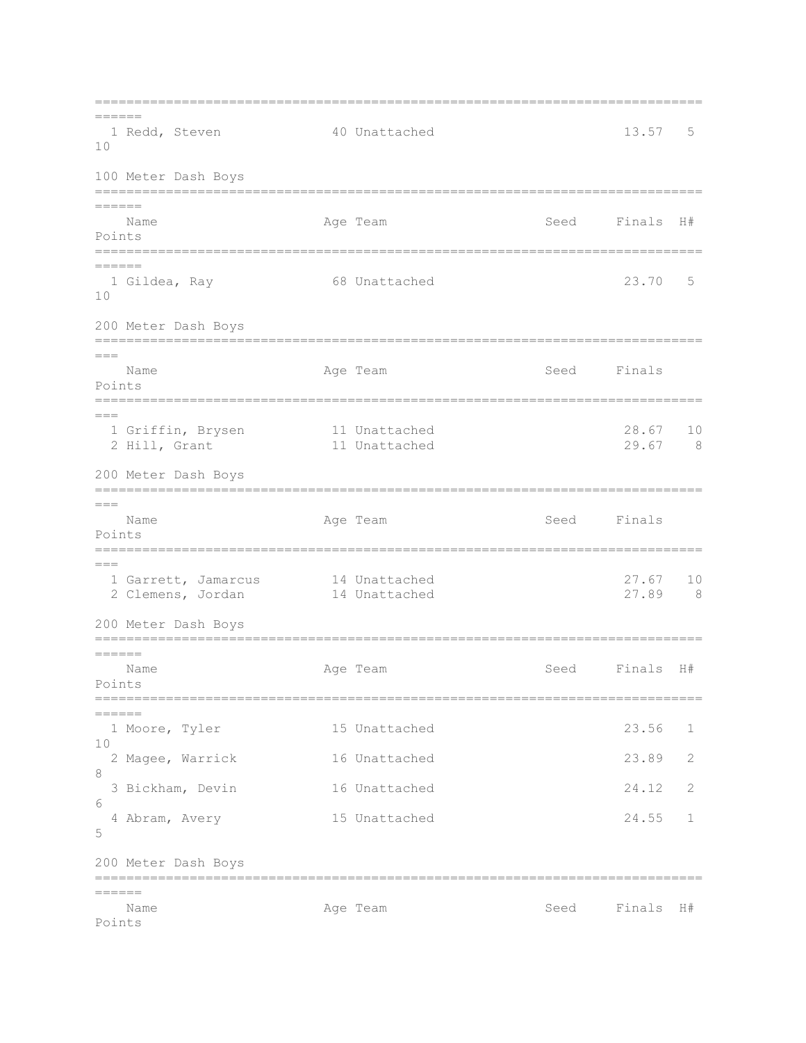| Place | Name | Age | Team | Seed | Finals | H# | Points |
|---|---|---|---|---|---|---|---|
| 1 | Redd, Steven | 40 | Unattached | | 13.57 | 5 | 10 |

## 100 Meter Dash Boys

| Place | Name | Age | Team | Seed | Finals | H# | Points |
|---|---|---|---|---|---|---|---|
| 1 | Gildea, Ray | 68 | Unattached | | 23.70 | 5 | 10 |

## 200 Meter Dash Boys

| Place | Name | Age | Team | Seed | Finals | Points |
|---|---|---|---|---|---|---|
| 1 | Griffin, Brysen | 11 | Unattached | | 28.67 | 10 |
| 2 | Hill, Grant | 11 | Unattached | | 29.67 | 8 |

## 200 Meter Dash Boys

| Place | Name | Age | Team | Seed | Finals | Points |
|---|---|---|---|---|---|---|
| 1 | Garrett, Jamarcus | 14 | Unattached | | 27.67 | 10 |
| 2 | Clemens, Jordan | 14 | Unattached | | 27.89 | 8 |

## 200 Meter Dash Boys

| Place | Name | Age | Team | Seed | Finals | H# | Points |
|---|---|---|---|---|---|---|---|
| 1 | Moore, Tyler | 15 | Unattached | | 23.56 | 1 | 10 |
| 2 | Magee, Warrick | 16 | Unattached | | 23.89 | 2 | 8 |
| 3 | Bickham, Devin | 16 | Unattached | | 24.12 | 2 | 6 |
| 4 | Abram, Avery | 15 | Unattached | | 24.55 | 1 | 5 |

## 200 Meter Dash Boys

| Place | Name | Age | Team | Seed | Finals | H# | Points |
|---|---|---|---|---|---|---|---|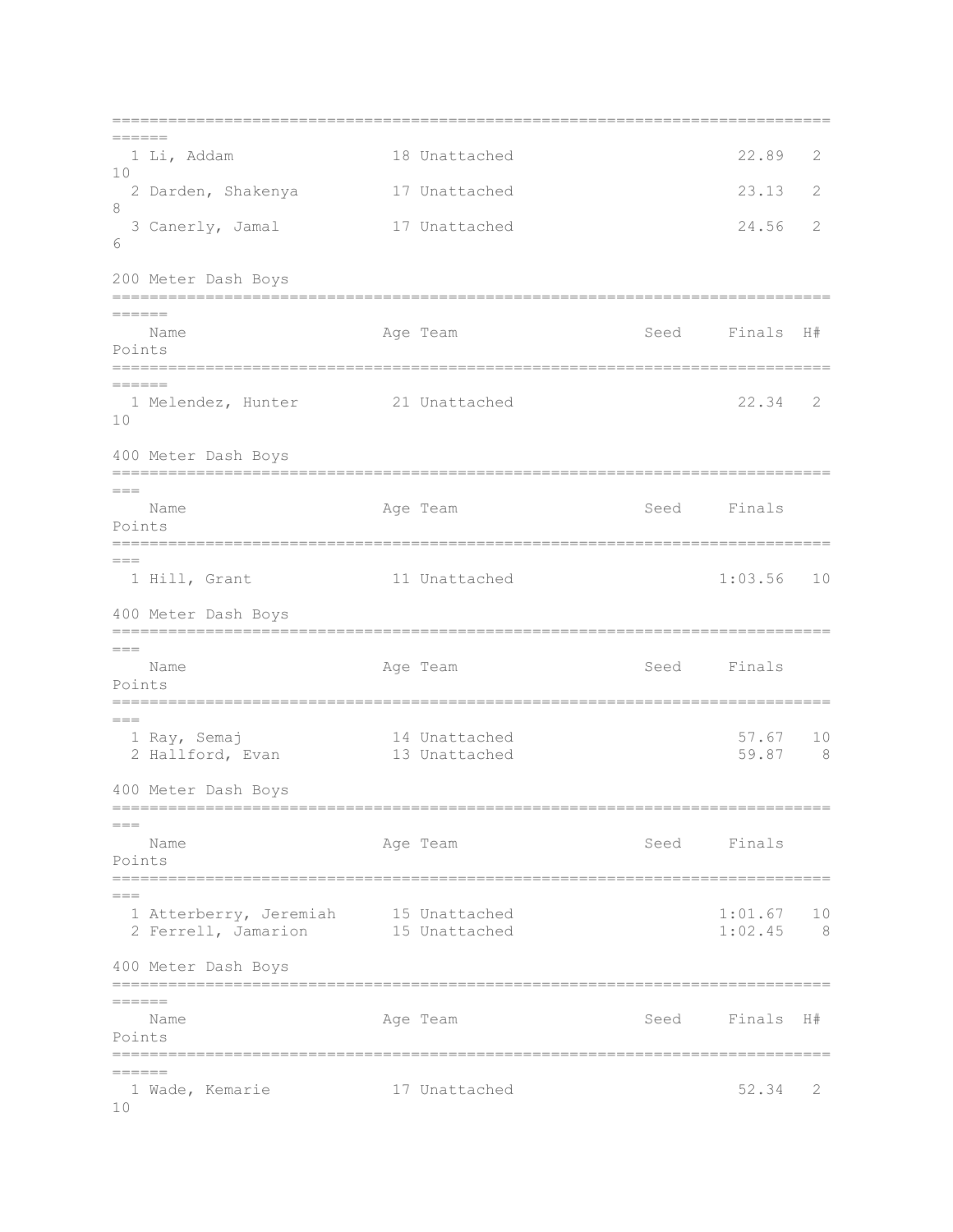| Name | Age | Team | Seed | Finals | H# | Points |
|---|---|---|---|---|---|---|
| 1 Li, Addam | 18 | Unattached | | 22.89 | 2 | 10 |
| 2 Darden, Shakenya | 17 | Unattached | | 23.13 | 2 | 8 |
| 3 Canerly, Jamal | 17 | Unattached | | 24.56 | 2 | 6 |

## 200 Meter Dash Boys

| Name | Age | Team | Seed | Finals | H# | Points |
|---|---|---|---|---|---|---|
| 1 Melendez, Hunter | 21 | Unattached | | 22.34 | 2 | 10 |

## 400 Meter Dash Boys

| Name | Age | Team | Seed | Finals | Points |
|---|---|---|---|---|---|
| 1 Hill, Grant | 11 | Unattached | | 1:03.56 | 10 |

## 400 Meter Dash Boys

| Name | Age | Team | Seed | Finals | Points |
|---|---|---|---|---|---|
| 1 Ray, Semaj | 14 | Unattached | | 57.67 | 10 |
| 2 Hallford, Evan | 13 | Unattached | | 59.87 | 8 |

## 400 Meter Dash Boys

| Name | Age | Team | Seed | Finals | Points |
|---|---|---|---|---|---|
| 1 Atterberry, Jeremiah | 15 | Unattached | | 1:01.67 | 10 |
| 2 Ferrell, Jamarion | 15 | Unattached | | 1:02.45 | 8 |

## 400 Meter Dash Boys

| Name | Age | Team | Seed | Finals | H# | Points |
|---|---|---|---|---|---|---|
| 1 Wade, Kemarie | 17 | Unattached | | 52.34 | 2 | 10 |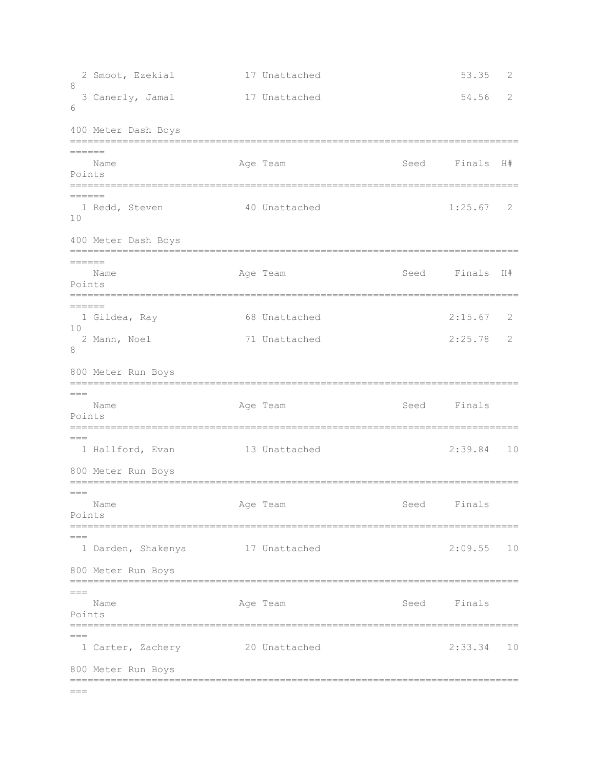| | Name | Age | Team | Seed | Finals | H# | Points |
|---|---|---|---|---|---|---|---|
| 2 | Smoot, Ezekial | 17 | Unattached | | 53.35 | 2 | 8 |
| 3 | Canerly, Jamal | 17 | Unattached | | 54.56 | 2 | 6 |

## 400 Meter Dash Boys

| | Name | Age | Team | Seed | Finals | H# | Points |
|---|---|---|---|---|---|---|---|
| 1 | Redd, Steven | 40 | Unattached | | 1:25.67 | 2 | 10 |

## 400 Meter Dash Boys

| | Name | Age | Team | Seed | Finals | H# | Points |
|---|---|---|---|---|---|---|---|
| 1 | Gildea, Ray | 68 | Unattached | | 2:15.67 | 2 | 10 |
| 2 | Mann, Noel | 71 | Unattached | | 2:25.78 | 2 | 8 |

## 800 Meter Run Boys

| | Name | Age | Team | Seed | Finals | Points |
|---|---|---|---|---|---|---|
| 1 | Hallford, Evan | 13 | Unattached | | 2:39.84 | 10 |

## 800 Meter Run Boys

| | Name | Age | Team | Seed | Finals | Points |
|---|---|---|---|---|---|---|
| 1 | Darden, Shakenya | 17 | Unattached | | 2:09.55 | 10 |

## 800 Meter Run Boys

| | Name | Age | Team | Seed | Finals | Points |
|---|---|---|---|---|---|---|
| 1 | Carter, Zachery | 20 | Unattached | | 2:33.34 | 10 |

## 800 Meter Run Boys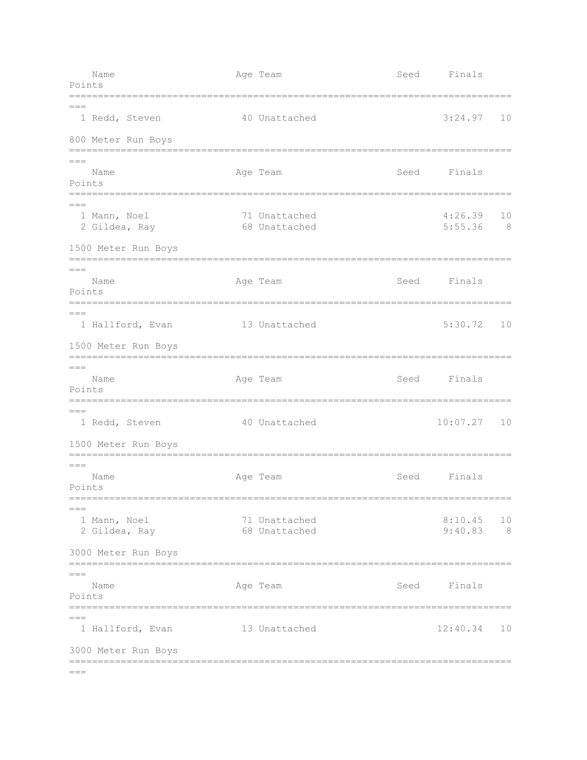| Name | Age | Team | Seed | Finals | Points |
|---|---|---|---|---|---|
| 1 Redd, Steven | 40 | Unattached | | 3:24.97 | 10 |

800 Meter Run Boys

| Name | Age | Team | Seed | Finals | Points |
|---|---|---|---|---|---|
| 1 Mann, Noel | 71 | Unattached | | 4:26.39 | 10 |
| 2 Gildea, Ray | 68 | Unattached | | 5:55.36 | 8 |

1500 Meter Run Boys

| Name | Age | Team | Seed | Finals | Points |
|---|---|---|---|---|---|
| 1 Hallford, Evan | 13 | Unattached | | 5:30.72 | 10 |

1500 Meter Run Boys

| Name | Age | Team | Seed | Finals | Points |
|---|---|---|---|---|---|
| 1 Redd, Steven | 40 | Unattached | | 10:07.27 | 10 |

1500 Meter Run Boys

| Name | Age | Team | Seed | Finals | Points |
|---|---|---|---|---|---|
| 1 Mann, Noel | 71 | Unattached | | 8:10.45 | 10 |
| 2 Gildea, Ray | 68 | Unattached | | 9:40.83 | 8 |

3000 Meter Run Boys

| Name | Age | Team | Seed | Finals | Points |
|---|---|---|---|---|---|
| 1 Hallford, Evan | 13 | Unattached | | 12:40.34 | 10 |

3000 Meter Run Boys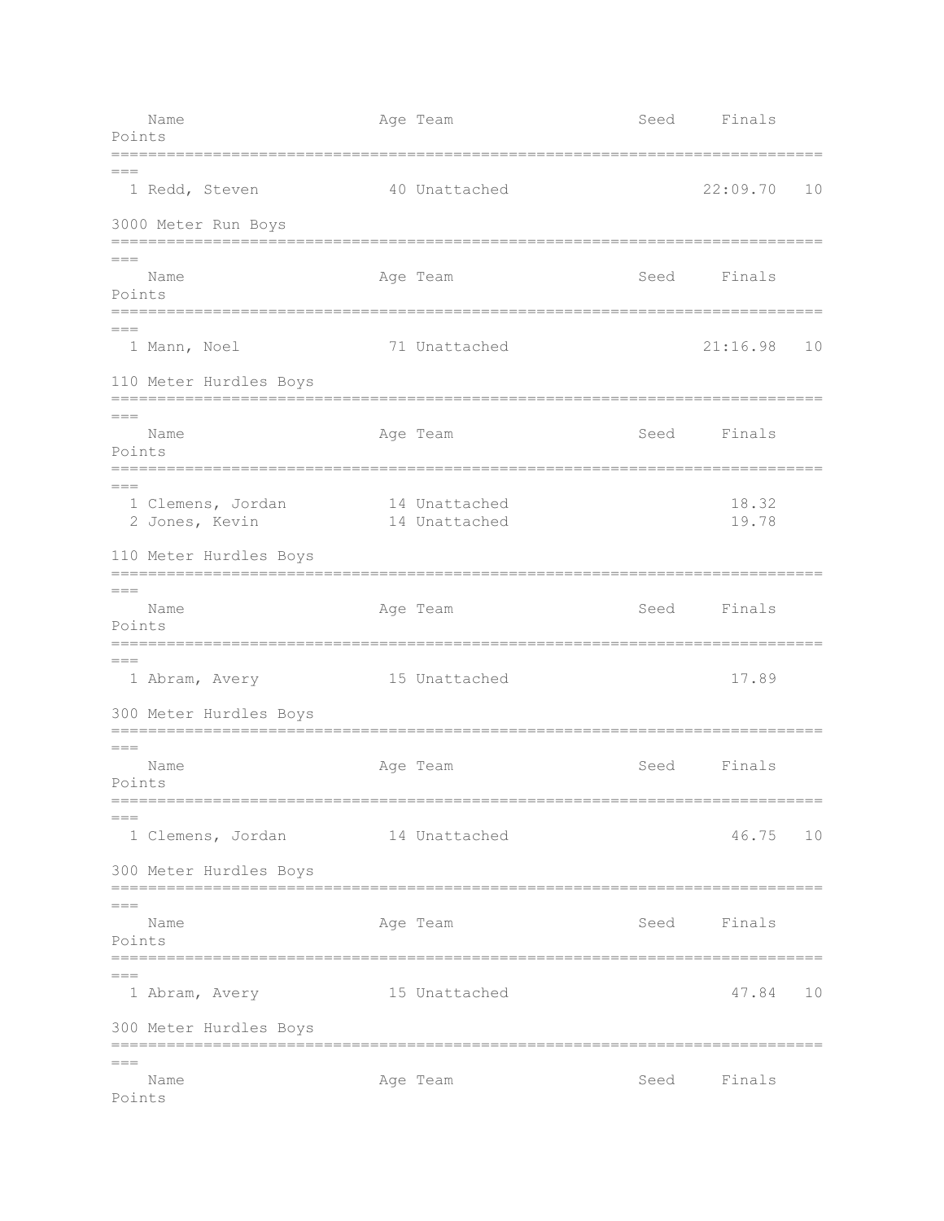| Name | Age | Team | Seed | Finals | Points |
|---|---|---|---|---|---|
| 1 Redd, Steven | 40 | Unattached | | 22:09.70 | 10 |

### 3000 Meter Run Boys

| Name | Age | Team | Seed | Finals | Points |
|---|---|---|---|---|---|
| 1 Mann, Noel | 71 | Unattached | | 21:16.98 | 10 |

### 110 Meter Hurdles Boys

| Name | Age | Team | Seed | Finals | Points |
|---|---|---|---|---|---|
| 1 Clemens, Jordan | 14 | Unattached | | 18.32 | |
| 2 Jones, Kevin | 14 | Unattached | | 19.78 | |

### 110 Meter Hurdles Boys

| Name | Age | Team | Seed | Finals | Points |
|---|---|---|---|---|---|
| 1 Abram, Avery | 15 | Unattached | | 17.89 | |

### 300 Meter Hurdles Boys

| Name | Age | Team | Seed | Finals | Points |
|---|---|---|---|---|---|
| 1 Clemens, Jordan | 14 | Unattached | | 46.75 | 10 |

### 300 Meter Hurdles Boys

| Name | Age | Team | Seed | Finals | Points |
|---|---|---|---|---|---|
| 1 Abram, Avery | 15 | Unattached | | 47.84 | 10 |

### 300 Meter Hurdles Boys

| Name | Age | Team | Seed | Finals | Points |
|---|---|---|---|---|---|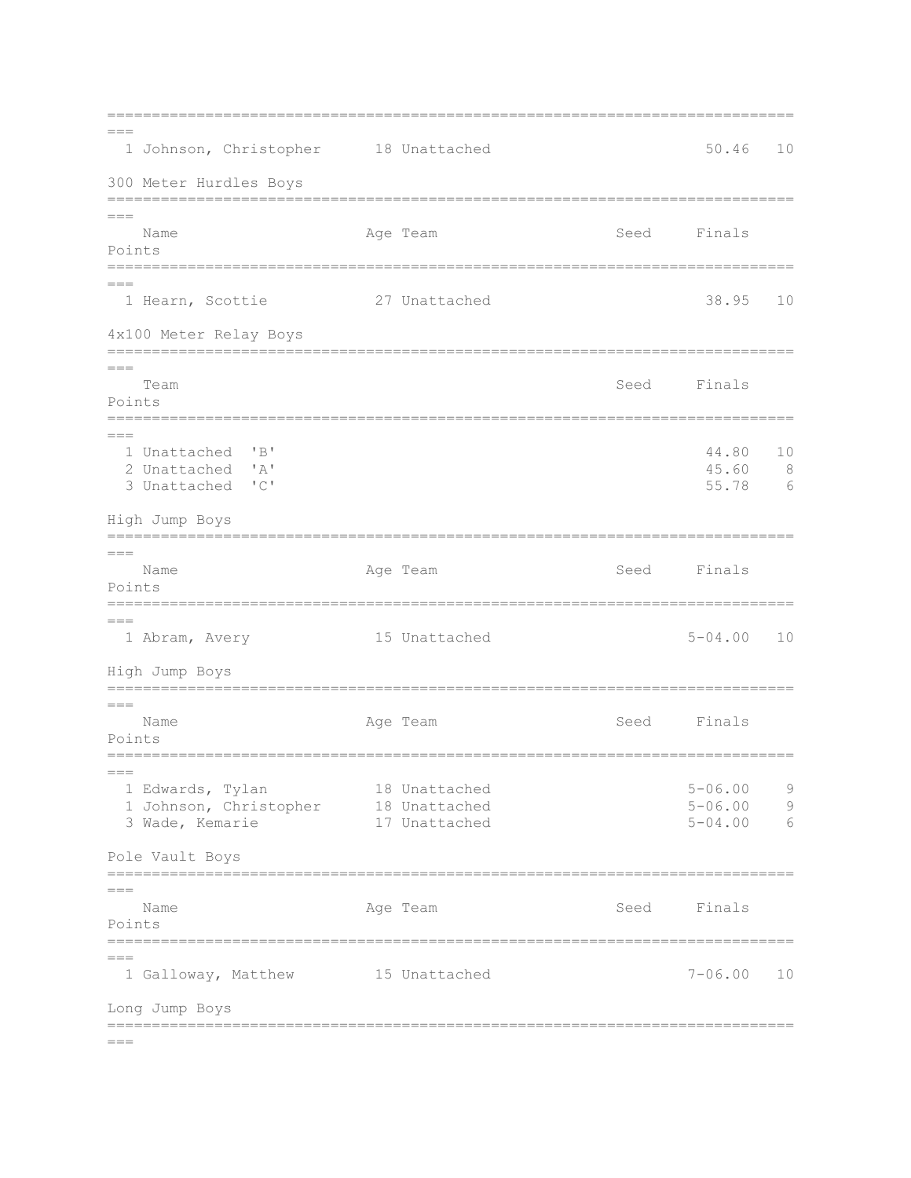| Place | Name | Age | Team | Seed | Finals | Points |
|---|---|---|---|---|---|---|
| 1 | Johnson, Christopher | 18 | Unattached | | 50.46 | 10 |

## 300 Meter Hurdles Boys

| Place | Name | Age | Team | Seed | Finals | Points |
|---|---|---|---|---|---|---|
| 1 | Hearn, Scottie | 27 | Unattached | | 38.95 | 10 |

## 4x100 Meter Relay Boys

| Place | Team | Seed | Finals | Points |
|---|---|---|---|---|
| 1 | Unattached 'B' | | 44.80 | 10 |
| 2 | Unattached 'A' | | 45.60 | 8 |
| 3 | Unattached 'C' | | 55.78 | 6 |

## High Jump Boys

| Place | Name | Age | Team | Seed | Finals | Points |
|---|---|---|---|---|---|---|
| 1 | Abram, Avery | 15 | Unattached | | 5-04.00 | 10 |

## High Jump Boys

| Place | Name | Age | Team | Seed | Finals | Points |
|---|---|---|---|---|---|---|
| 1 | Edwards, Tylan | 18 | Unattached | | 5-06.00 | 9 |
| 1 | Johnson, Christopher | 18 | Unattached | | 5-06.00 | 9 |
| 3 | Wade, Kemarie | 17 | Unattached | | 5-04.00 | 6 |

## Pole Vault Boys

| Place | Name | Age | Team | Seed | Finals | Points |
|---|---|---|---|---|---|---|
| 1 | Galloway, Matthew | 15 | Unattached | | 7-06.00 | 10 |

## Long Jump Boys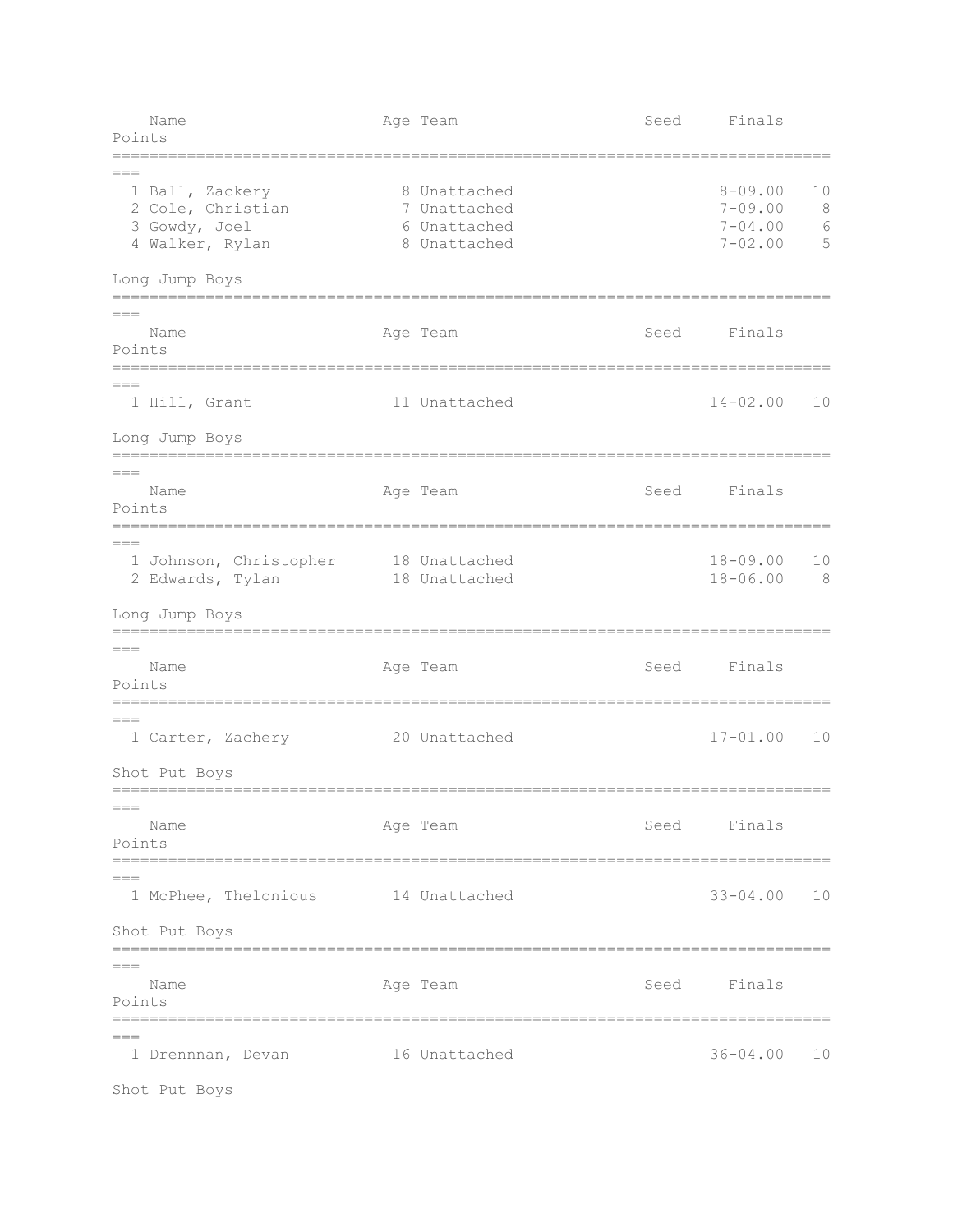| | Name | Age | Team | Seed | Finals | Points |
|---|---|---|---|---|---|---|
| 1 | Ball, Zackery | 8 | Unattached | | 8-09.00 | 10 |
| 2 | Cole, Christian | 7 | Unattached | | 7-09.00 | 8 |
| 3 | Gowdy, Joel | 6 | Unattached | | 7-04.00 | 6 |
| 4 | Walker, Rylan | 8 | Unattached | | 7-02.00 | 5 |

Long Jump Boys

| | Name | Age | Team | Seed | Finals | Points |
|---|---|---|---|---|---|---|
| 1 | Hill, Grant | 11 | Unattached | | 14-02.00 | 10 |

Long Jump Boys

| | Name | Age | Team | Seed | Finals | Points |
|---|---|---|---|---|---|---|
| 1 | Johnson, Christopher | 18 | Unattached | | 18-09.00 | 10 |
| 2 | Edwards, Tylan | 18 | Unattached | | 18-06.00 | 8 |

Long Jump Boys

| | Name | Age | Team | Seed | Finals | Points |
|---|---|---|---|---|---|---|
| 1 | Carter, Zachery | 20 | Unattached | | 17-01.00 | 10 |

Shot Put Boys

| | Name | Age | Team | Seed | Finals | Points |
|---|---|---|---|---|---|---|
| 1 | McPhee, Thelonious | 14 | Unattached | | 33-04.00 | 10 |

Shot Put Boys

| | Name | Age | Team | Seed | Finals | Points |
|---|---|---|---|---|---|---|
| 1 | Drennnan, Devan | 16 | Unattached | | 36-04.00 | 10 |

Shot Put Boys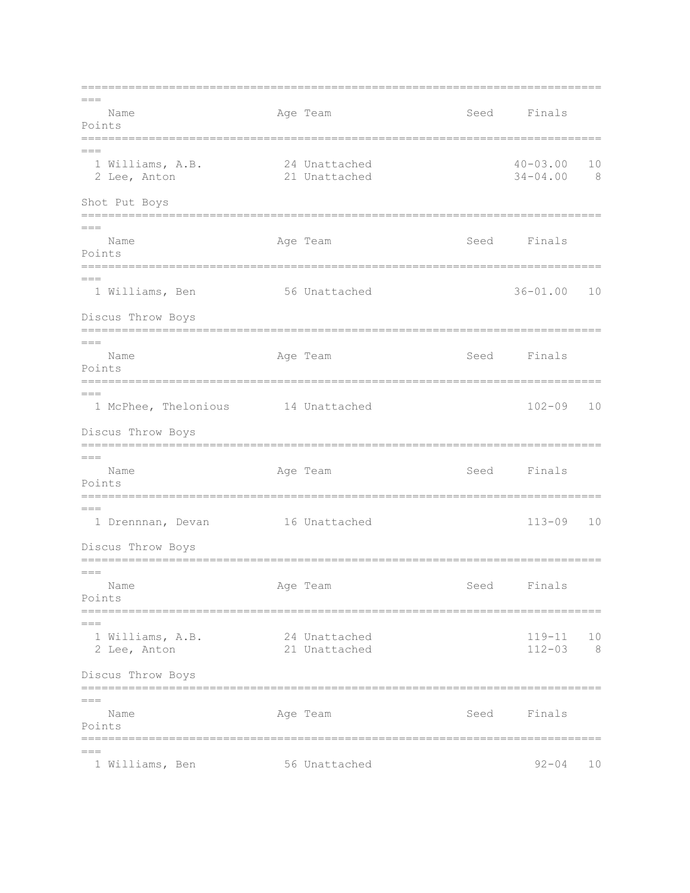| Name | Age | Team | Seed | Finals | Points |
| --- | --- | --- | --- | --- | --- |
| 1 Williams, A.B. | 24 | Unattached | | 40-03.00 | 10 |
| 2 Lee, Anton | 21 | Unattached | | 34-04.00 | 8 |

Shot Put Boys

| Name | Age | Team | Seed | Finals | Points |
| --- | --- | --- | --- | --- | --- |
| 1 Williams, Ben | 56 | Unattached | | 36-01.00 | 10 |

Discus Throw Boys

| Name | Age | Team | Seed | Finals | Points |
| --- | --- | --- | --- | --- | --- |
| 1 McPhee, Thelonious | 14 | Unattached | | 102-09 | 10 |

Discus Throw Boys

| Name | Age | Team | Seed | Finals | Points |
| --- | --- | --- | --- | --- | --- |
| 1 Drennnan, Devan | 16 | Unattached | | 113-09 | 10 |

Discus Throw Boys

| Name | Age | Team | Seed | Finals | Points |
| --- | --- | --- | --- | --- | --- |
| 1 Williams, A.B. | 24 | Unattached | | 119-11 | 10 |
| 2 Lee, Anton | 21 | Unattached | | 112-03 | 8 |

Discus Throw Boys

| Name | Age | Team | Seed | Finals | Points |
| --- | --- | --- | --- | --- | --- |
| 1 Williams, Ben | 56 | Unattached | | 92-04 | 10 |